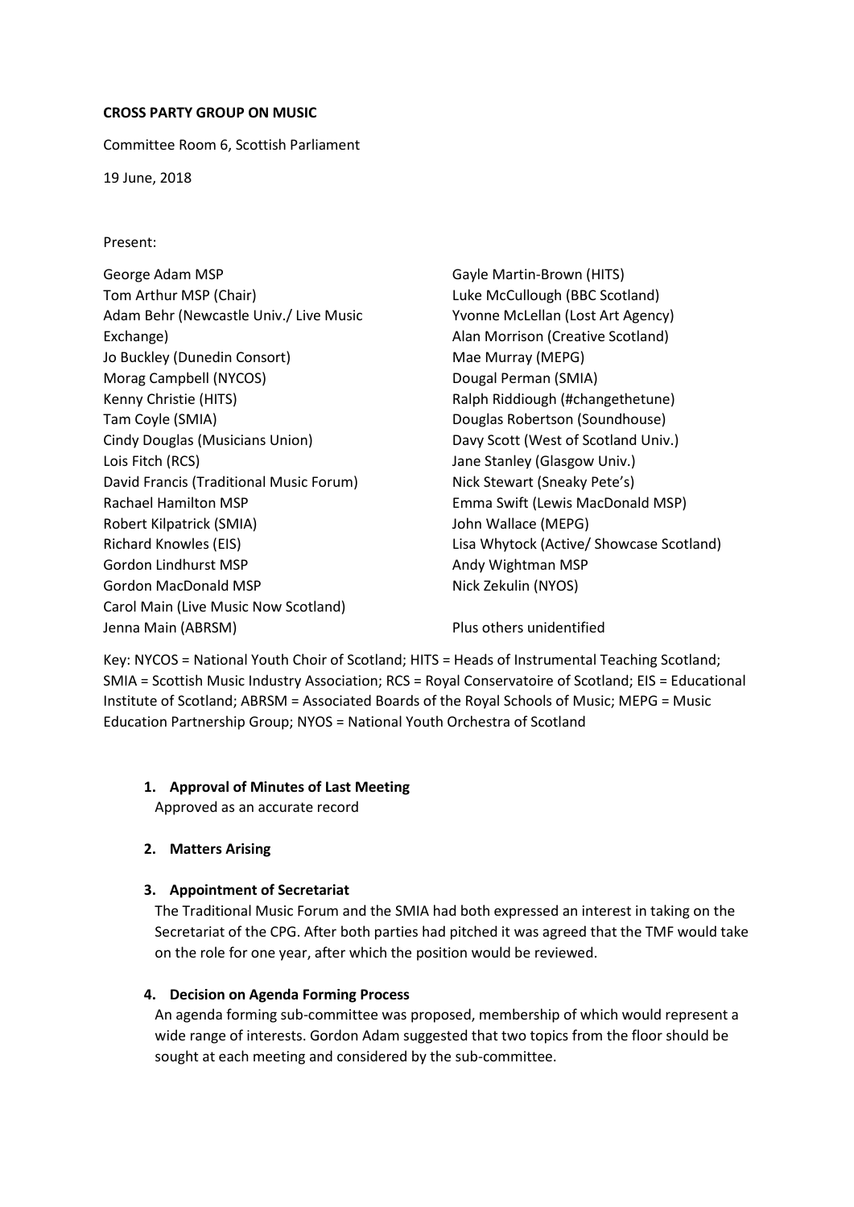**CROSS PARTY GROUP ON MUSIC**

Committee Room 6, Scottish Parliament

19 June, 2018

Present:

George Adam MSP
Tom Arthur MSP (Chair)
Adam Behr (Newcastle Univ./ Live Music Exchange)
Jo Buckley (Dunedin Consort)
Morag Campbell (NYCOS)
Kenny Christie (HITS)
Tam Coyle (SMIA)
Cindy Douglas (Musicians Union)
Lois Fitch (RCS)
David Francis (Traditional Music Forum)
Rachael Hamilton MSP
Robert Kilpatrick (SMIA)
Richard Knowles (EIS)
Gordon Lindhurst MSP
Gordon MacDonald MSP
Carol Main (Live Music Now Scotland)
Jenna Main (ABRSM)
Gayle Martin-Brown (HITS)
Luke McCullough (BBC Scotland)
Yvonne McLellan (Lost Art Agency)
Alan Morrison (Creative Scotland)
Mae Murray (MEPG)
Dougal Perman (SMIA)
Ralph Riddiough (#changethetune)
Douglas Robertson (Soundhouse)
Davy Scott (West of Scotland Univ.)
Jane Stanley (Glasgow Univ.)
Nick Stewart (Sneaky Pete's)
Emma Swift (Lewis MacDonald MSP)
John Wallace (MEPG)
Lisa Whytock (Active/ Showcase Scotland)
Andy Wightman MSP
Nick Zekulin (NYOS)

Plus others unidentified

Key: NYCOS = National Youth Choir of Scotland; HITS = Heads of Instrumental Teaching Scotland; SMIA = Scottish Music Industry Association; RCS = Royal Conservatoire of Scotland; EIS = Educational Institute of Scotland; ABRSM = Associated Boards of the Royal Schools of Music; MEPG = Music Education Partnership Group; NYOS = National Youth Orchestra of Scotland

1. **Approval of Minutes of Last Meeting**
   Approved as an accurate record

2. **Matters Arising**

3. **Appointment of Secretariat**
   The Traditional Music Forum and the SMIA had both expressed an interest in taking on the Secretariat of the CPG. After both parties had pitched it was agreed that the TMF would take on the role for one year, after which the position would be reviewed.

4. **Decision on Agenda Forming Process**
   An agenda forming sub-committee was proposed, membership of which would represent a wide range of interests. Gordon Adam suggested that two topics from the floor should be sought at each meeting and considered by the sub-committee.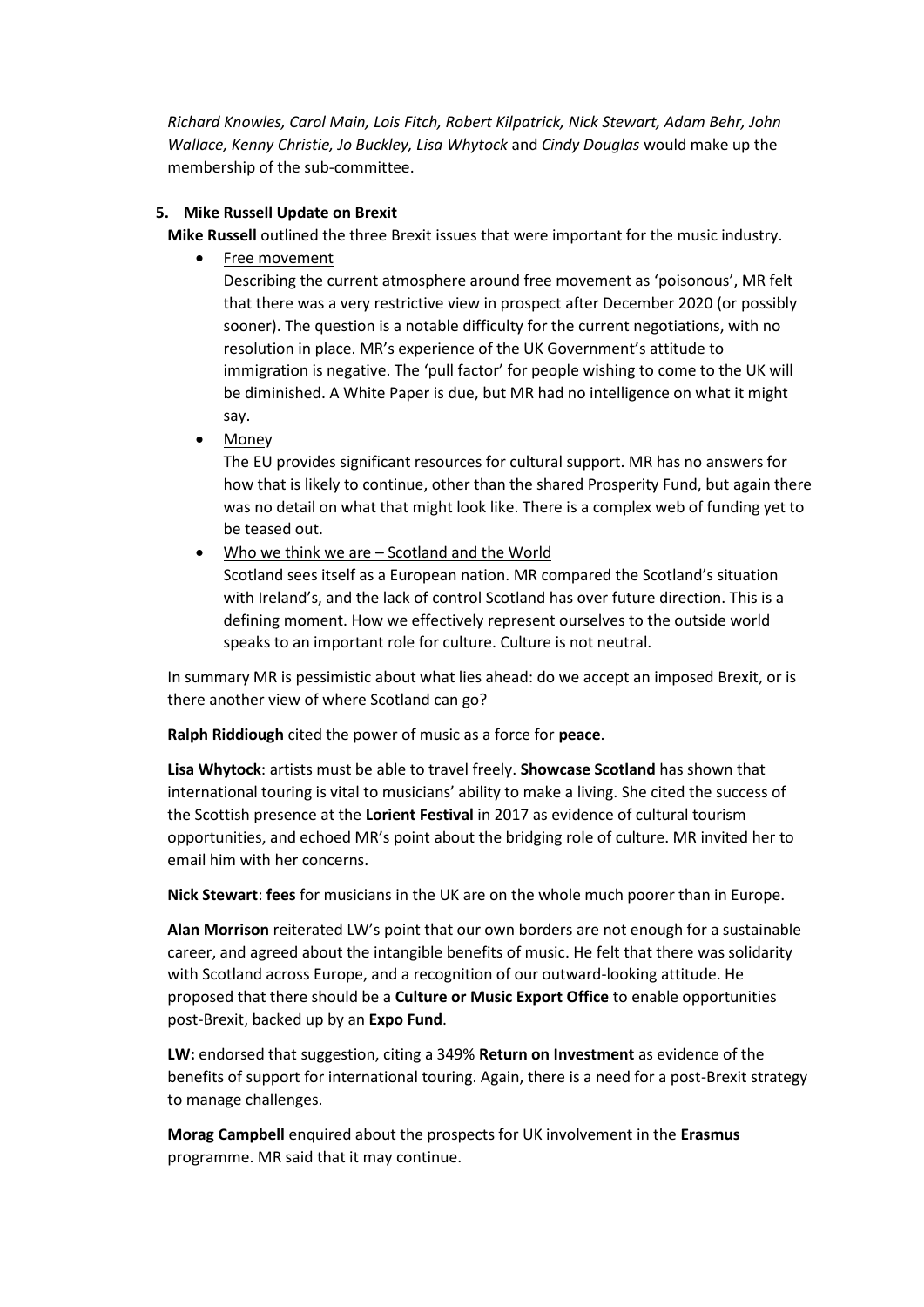*Richard Knowles, Carol Main, Lois Fitch, Robert Kilpatrick, Nick Stewart, Adam Behr, John Wallace, Kenny Christie, Jo Buckley, Lisa Whytock* and *Cindy Douglas* would make up the membership of the sub-committee.

**5. Mike Russell Update on Brexit**

**Mike Russell** outlined the three Brexit issues that were important for the music industry.

- Free movement
  Describing the current atmosphere around free movement as 'poisonous', MR felt that there was a very restrictive view in prospect after December 2020 (or possibly sooner). The question is a notable difficulty for the current negotiations, with no resolution in place. MR's experience of the UK Government's attitude to immigration is negative. The 'pull factor' for people wishing to come to the UK will be diminished. A White Paper is due, but MR had no intelligence on what it might say.
- Money
  The EU provides significant resources for cultural support. MR has no answers for how that is likely to continue, other than the shared Prosperity Fund, but again there was no detail on what that might look like. There is a complex web of funding yet to be teased out.
- Who we think we are – Scotland and the World
  Scotland sees itself as a European nation. MR compared the Scotland's situation with Ireland's, and the lack of control Scotland has over future direction. This is a defining moment. How we effectively represent ourselves to the outside world speaks to an important role for culture. Culture is not neutral.

In summary MR is pessimistic about what lies ahead: do we accept an imposed Brexit, or is there another view of where Scotland can go?

**Ralph Riddiough** cited the power of music as a force for **peace**.

**Lisa Whytock**: artists must be able to travel freely. **Showcase Scotland** has shown that international touring is vital to musicians' ability to make a living. She cited the success of the Scottish presence at the **Lorient Festival** in 2017 as evidence of cultural tourism opportunities, and echoed MR's point about the bridging role of culture. MR invited her to email him with her concerns.

**Nick Stewart**: **fees** for musicians in the UK are on the whole much poorer than in Europe.

**Alan Morrison** reiterated LW's point that our own borders are not enough for a sustainable career, and agreed about the intangible benefits of music. He felt that there was solidarity with Scotland across Europe, and a recognition of our outward-looking attitude. He proposed that there should be a **Culture or Music Export Office** to enable opportunities post-Brexit, backed up by an **Expo Fund**.

**LW:** endorsed that suggestion, citing a 349% **Return on Investment** as evidence of the benefits of support for international touring. Again, there is a need for a post-Brexit strategy to manage challenges.

**Morag Campbell** enquired about the prospects for UK involvement in the **Erasmus** programme. MR said that it may continue.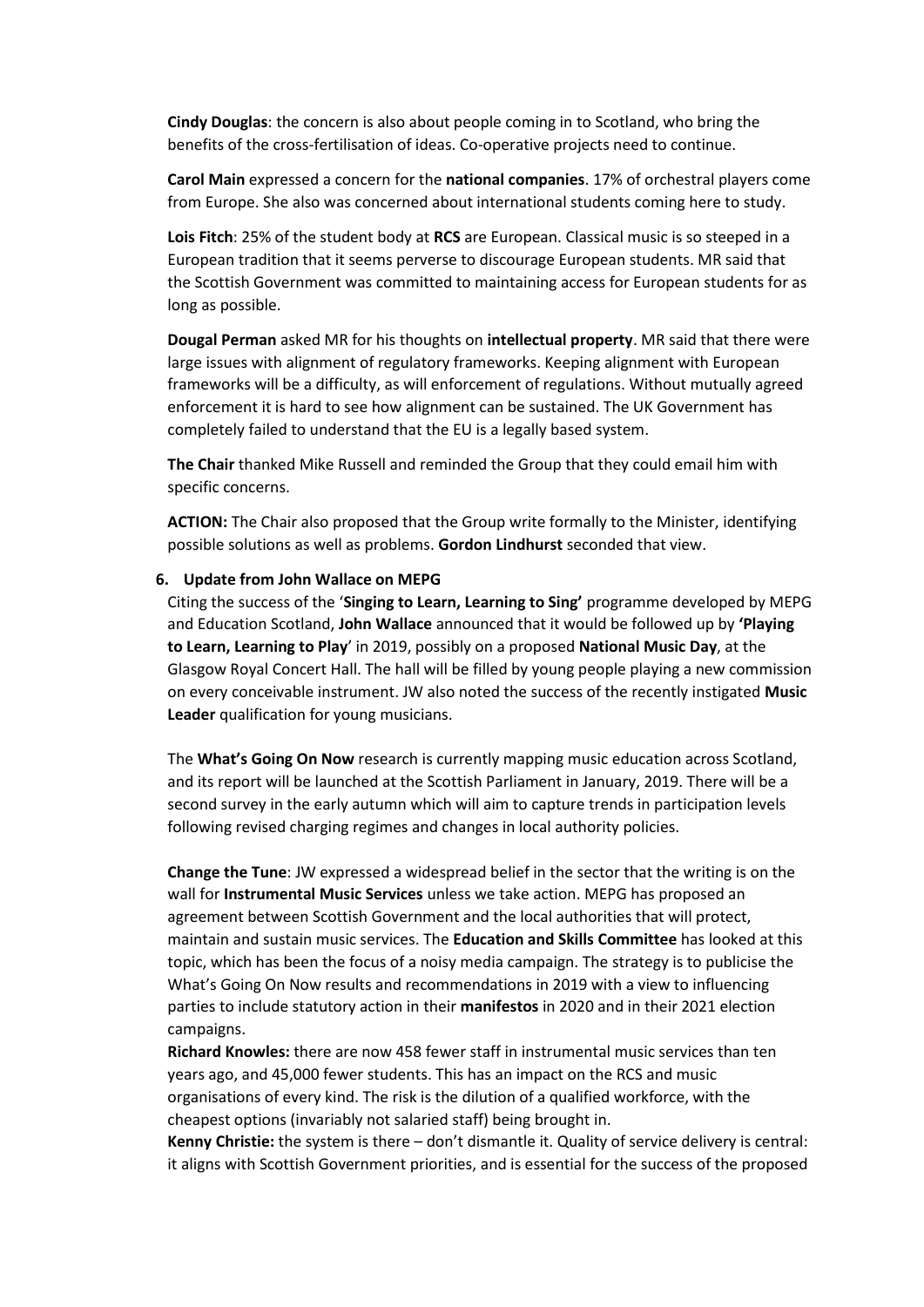**Cindy Douglas**: the concern is also about people coming in to Scotland, who bring the benefits of the cross-fertilisation of ideas. Co-operative projects need to continue.

**Carol Main** expressed a concern for the **national companies**. 17% of orchestral players come from Europe. She also was concerned about international students coming here to study.

**Lois Fitch**: 25% of the student body at **RCS** are European. Classical music is so steeped in a European tradition that it seems perverse to discourage European students. MR said that the Scottish Government was committed to maintaining access for European students for as long as possible.

**Dougal Perman** asked MR for his thoughts on **intellectual property**. MR said that there were large issues with alignment of regulatory frameworks. Keeping alignment with European frameworks will be a difficulty, as will enforcement of regulations. Without mutually agreed enforcement it is hard to see how alignment can be sustained. The UK Government has completely failed to understand that the EU is a legally based system.

**The Chair** thanked Mike Russell and reminded the Group that they could email him with specific concerns.

**ACTION:** The Chair also proposed that the Group write formally to the Minister, identifying possible solutions as well as problems. **Gordon Lindhurst** seconded that view.

**6. Update from John Wallace on MEPG**

Citing the success of the '**Singing to Learn, Learning to Sing'** programme developed by MEPG and Education Scotland, **John Wallace** announced that it would be followed up by **'Playing to Learn, Learning to Play**' in 2019, possibly on a proposed **National Music Day**, at the Glasgow Royal Concert Hall. The hall will be filled by young people playing a new commission on every conceivable instrument. JW also noted the success of the recently instigated **Music Leader** qualification for young musicians.

The **What's Going On Now** research is currently mapping music education across Scotland, and its report will be launched at the Scottish Parliament in January, 2019. There will be a second survey in the early autumn which will aim to capture trends in participation levels following revised charging regimes and changes in local authority policies.

**Change the Tune**: JW expressed a widespread belief in the sector that the writing is on the wall for **Instrumental Music Services** unless we take action. MEPG has proposed an agreement between Scottish Government and the local authorities that will protect, maintain and sustain music services. The **Education and Skills Committee** has looked at this topic, which has been the focus of a noisy media campaign. The strategy is to publicise the What's Going On Now results and recommendations in 2019 with a view to influencing parties to include statutory action in their **manifestos** in 2020 and in their 2021 election campaigns.

**Richard Knowles:** there are now 458 fewer staff in instrumental music services than ten years ago, and 45,000 fewer students. This has an impact on the RCS and music organisations of every kind. The risk is the dilution of a qualified workforce, with the cheapest options (invariably not salaried staff) being brought in.

**Kenny Christie:** the system is there – don't dismantle it. Quality of service delivery is central: it aligns with Scottish Government priorities, and is essential for the success of the proposed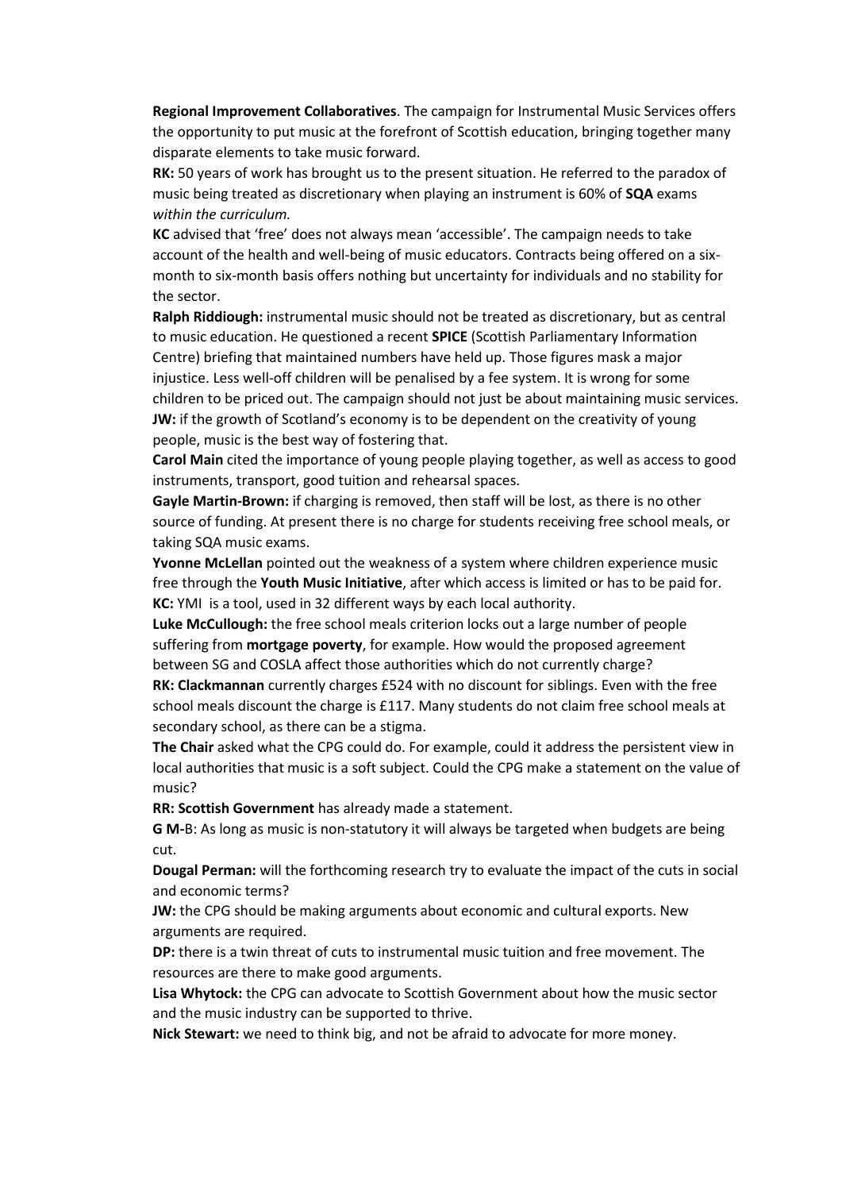**Regional Improvement Collaboratives**. The campaign for Instrumental Music Services offers the opportunity to put music at the forefront of Scottish education, bringing together many disparate elements to take music forward.

**RK:** 50 years of work has brought us to the present situation. He referred to the paradox of music being treated as discretionary when playing an instrument is 60% of **SQA** exams *within the curriculum.*

**KC** advised that 'free' does not always mean 'accessible'. The campaign needs to take account of the health and well-being of music educators. Contracts being offered on a six-month to six-month basis offers nothing but uncertainty for individuals and no stability for the sector.

**Ralph Riddiough:** instrumental music should not be treated as discretionary, but as central to music education. He questioned a recent **SPICE** (Scottish Parliamentary Information Centre) briefing that maintained numbers have held up. Those figures mask a major injustice. Less well-off children will be penalised by a fee system. It is wrong for some children to be priced out. The campaign should not just be about maintaining music services.

**JW:** if the growth of Scotland's economy is to be dependent on the creativity of young people, music is the best way of fostering that.

**Carol Main** cited the importance of young people playing together, as well as access to good instruments, transport, good tuition and rehearsal spaces.

**Gayle Martin-Brown:** if charging is removed, then staff will be lost, as there is no other source of funding. At present there is no charge for students receiving free school meals, or taking SQA music exams.

**Yvonne McLellan** pointed out the weakness of a system where children experience music free through the **Youth Music Initiative**, after which access is limited or has to be paid for.

**KC:** YMI is a tool, used in 32 different ways by each local authority.

**Luke McCullough:** the free school meals criterion locks out a large number of people suffering from **mortgage poverty**, for example. How would the proposed agreement between SG and COSLA affect those authorities which do not currently charge?

**RK: Clackmannan** currently charges £524 with no discount for siblings. Even with the free school meals discount the charge is £117. Many students do not claim free school meals at secondary school, as there can be a stigma.

**The Chair** asked what the CPG could do. For example, could it address the persistent view in local authorities that music is a soft subject. Could the CPG make a statement on the value of music?

**RR: Scottish Government** has already made a statement.

**G M-**B: As long as music is non-statutory it will always be targeted when budgets are being cut.

**Dougal Perman:** will the forthcoming research try to evaluate the impact of the cuts in social and economic terms?

**JW:** the CPG should be making arguments about economic and cultural exports. New arguments are required.

**DP:** there is a twin threat of cuts to instrumental music tuition and free movement. The resources are there to make good arguments.

**Lisa Whytock:** the CPG can advocate to Scottish Government about how the music sector and the music industry can be supported to thrive.

**Nick Stewart:** we need to think big, and not be afraid to advocate for more money.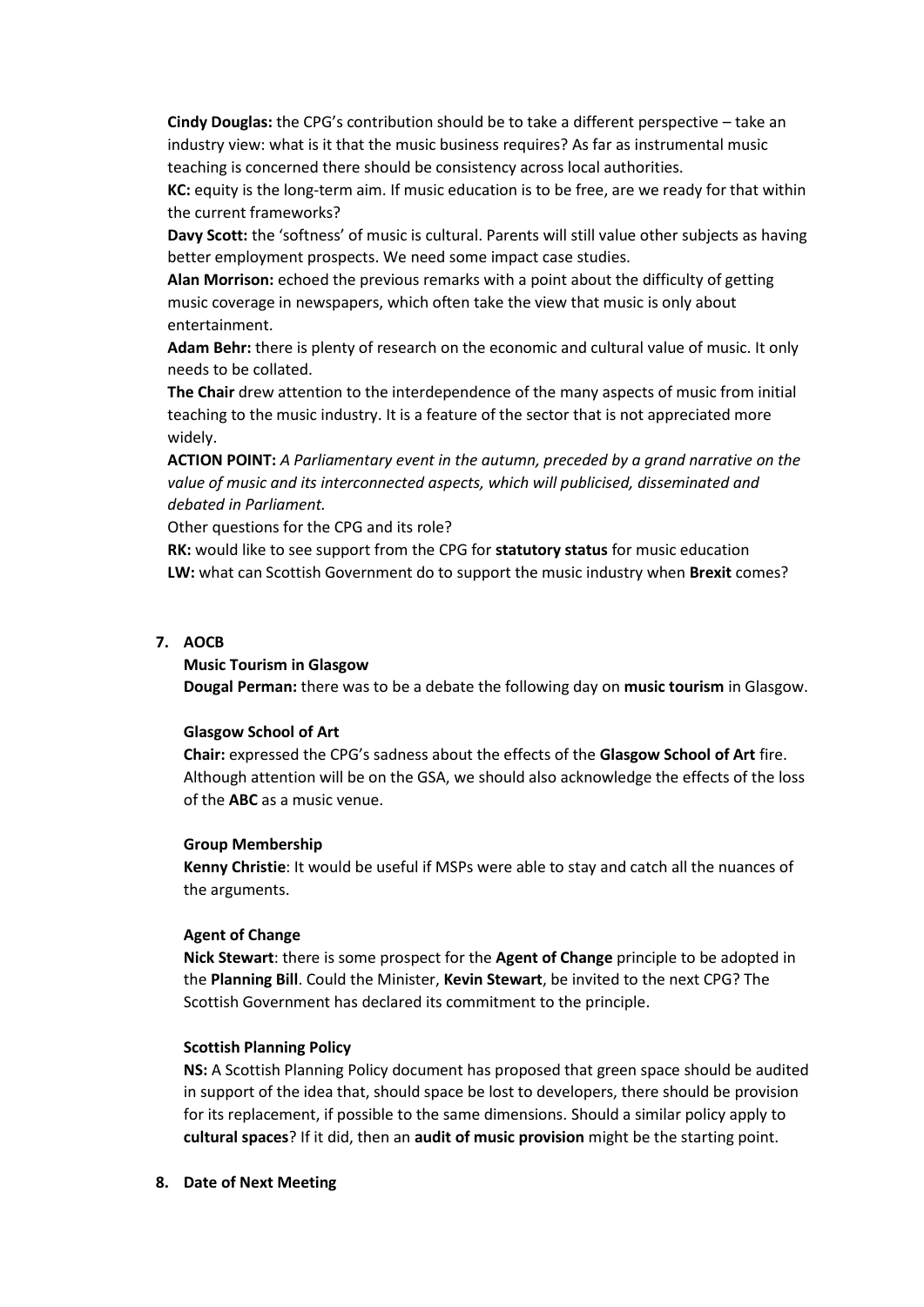**Cindy Douglas:** the CPG's contribution should be to take a different perspective – take an industry view: what is it that the music business requires? As far as instrumental music teaching is concerned there should be consistency across local authorities.

**KC:** equity is the long-term aim. If music education is to be free, are we ready for that within the current frameworks?

**Davy Scott:** the 'softness' of music is cultural. Parents will still value other subjects as having better employment prospects. We need some impact case studies.

**Alan Morrison:** echoed the previous remarks with a point about the difficulty of getting music coverage in newspapers, which often take the view that music is only about entertainment.

**Adam Behr:** there is plenty of research on the economic and cultural value of music. It only needs to be collated.

**The Chair** drew attention to the interdependence of the many aspects of music from initial teaching to the music industry. It is a feature of the sector that is not appreciated more widely.

**ACTION POINT:** *A Parliamentary event in the autumn, preceded by a grand narrative on the value of music and its interconnected aspects, which will publicised, disseminated and debated in Parliament.*

Other questions for the CPG and its role?

**RK:** would like to see support from the CPG for **statutory status** for music education

**LW:** what can Scottish Government do to support the music industry when **Brexit** comes?

**7. AOCB**

**Music Tourism in Glasgow**

**Dougal Perman:** there was to be a debate the following day on **music tourism** in Glasgow.

**Glasgow School of Art**

**Chair:** expressed the CPG's sadness about the effects of the **Glasgow School of Art** fire. Although attention will be on the GSA, we should also acknowledge the effects of the loss of the **ABC** as a music venue.

**Group Membership**

**Kenny Christie**: It would be useful if MSPs were able to stay and catch all the nuances of the arguments.

**Agent of Change**

**Nick Stewart**: there is some prospect for the **Agent of Change** principle to be adopted in the **Planning Bill**. Could the Minister, **Kevin Stewart**, be invited to the next CPG? The Scottish Government has declared its commitment to the principle.

**Scottish Planning Policy**

**NS:** A Scottish Planning Policy document has proposed that green space should be audited in support of the idea that, should space be lost to developers, there should be provision for its replacement, if possible to the same dimensions. Should a similar policy apply to **cultural spaces**? If it did, then an **audit of music provision** might be the starting point.

**8. Date of Next Meeting**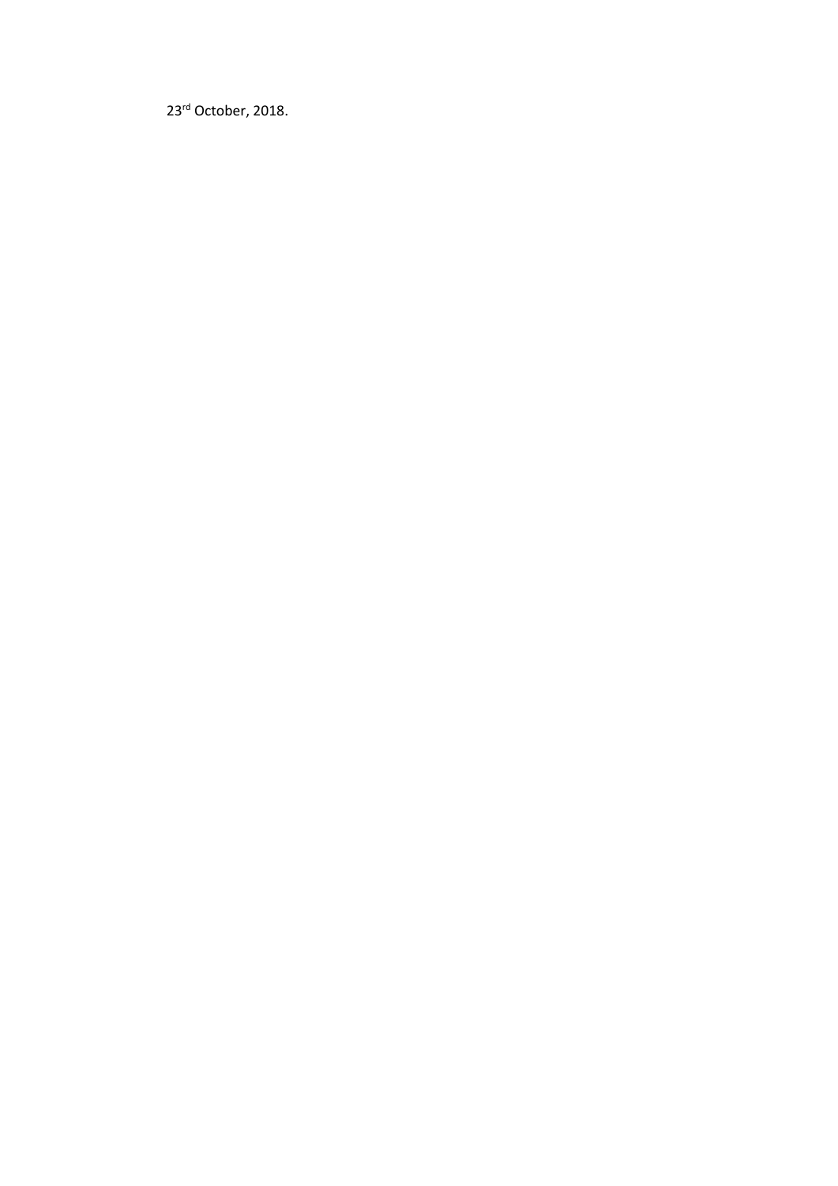23rd October, 2018.